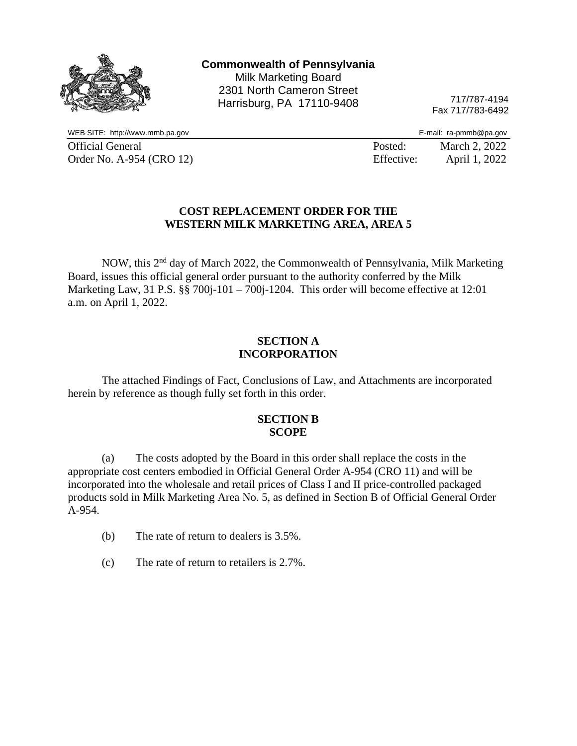**Commonwealth of Pennsylvania**
Milk Marketing Board
2301 North Cameron Street
Harrisburg, PA 17110-9408

717/787-4194
Fax 717/783-6492

WEB SITE: http://www.mmb.pa.gov
E-mail: ra-pmmb@pa.gov

Official General Order No. A-954 (CRO 12)

Posted: March 2, 2022
Effective: April 1, 2022

## COST REPLACEMENT ORDER FOR THE WESTERN MILK MARKETING AREA, AREA 5

NOW, this 2nd day of March 2022, the Commonwealth of Pennsylvania, Milk Marketing Board, issues this official general order pursuant to the authority conferred by the Milk Marketing Law, 31 P.S. §§ 700j-101 – 700j-1204. This order will become effective at 12:01 a.m. on April 1, 2022.

### SECTION A
### INCORPORATION

The attached Findings of Fact, Conclusions of Law, and Attachments are incorporated herein by reference as though fully set forth in this order.

### SECTION B
### SCOPE

(a) The costs adopted by the Board in this order shall replace the costs in the appropriate cost centers embodied in Official General Order A-954 (CRO 11) and will be incorporated into the wholesale and retail prices of Class I and II price-controlled packaged products sold in Milk Marketing Area No. 5, as defined in Section B of Official General Order A-954.

(b) The rate of return to dealers is 3.5%.

(c) The rate of return to retailers is 2.7%.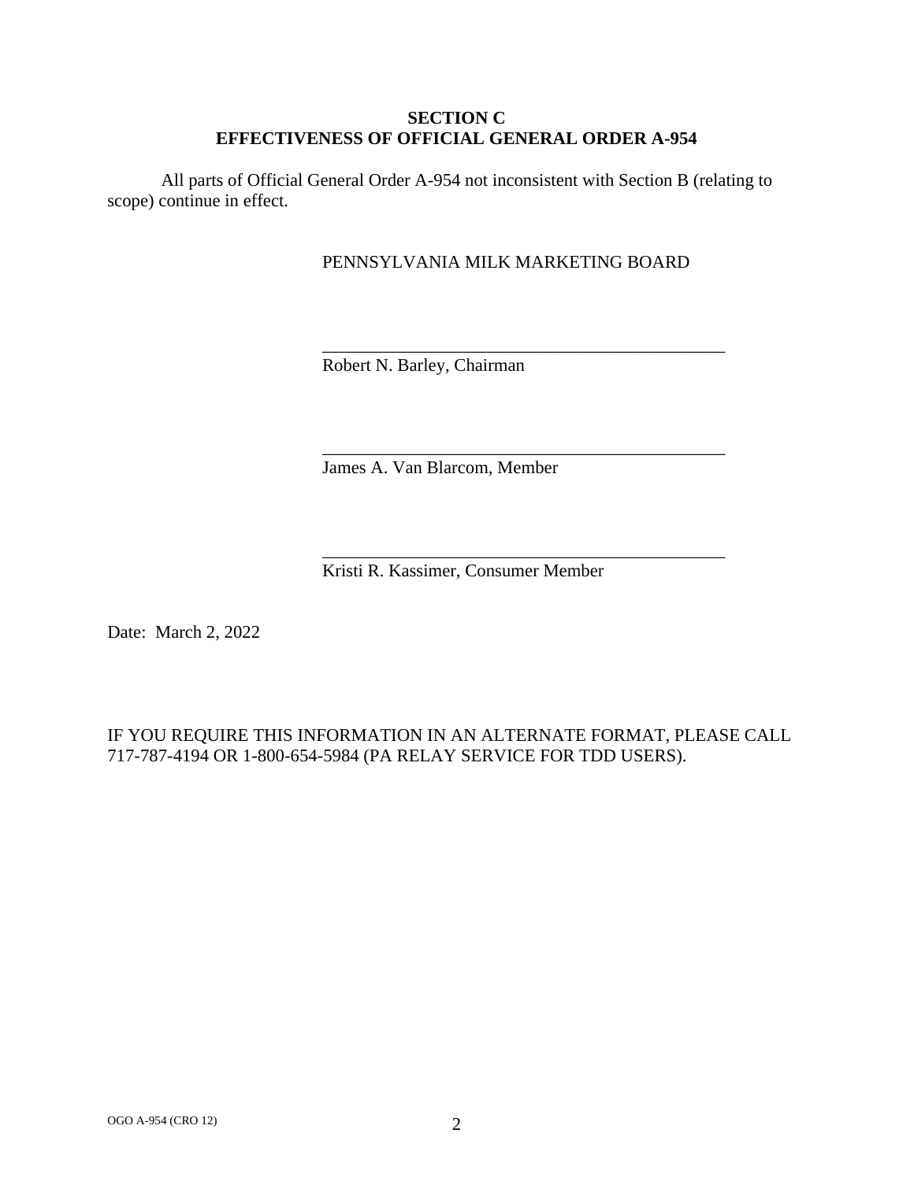## SECTION C
## EFFECTIVENESS OF OFFICIAL GENERAL ORDER A-954

All parts of Official General Order A-954 not inconsistent with Section B (relating to scope) continue in effect.

PENNSYLVANIA MILK MARKETING BOARD

_______________________________________________
Robert N. Barley, Chairman

_______________________________________________
James A. Van Blarcom, Member

_______________________________________________
Kristi R. Kassimer, Consumer Member

Date: March 2, 2022

IF YOU REQUIRE THIS INFORMATION IN AN ALTERNATE FORMAT, PLEASE CALL 717-787-4194 OR 1-800-654-5984 (PA RELAY SERVICE FOR TDD USERS).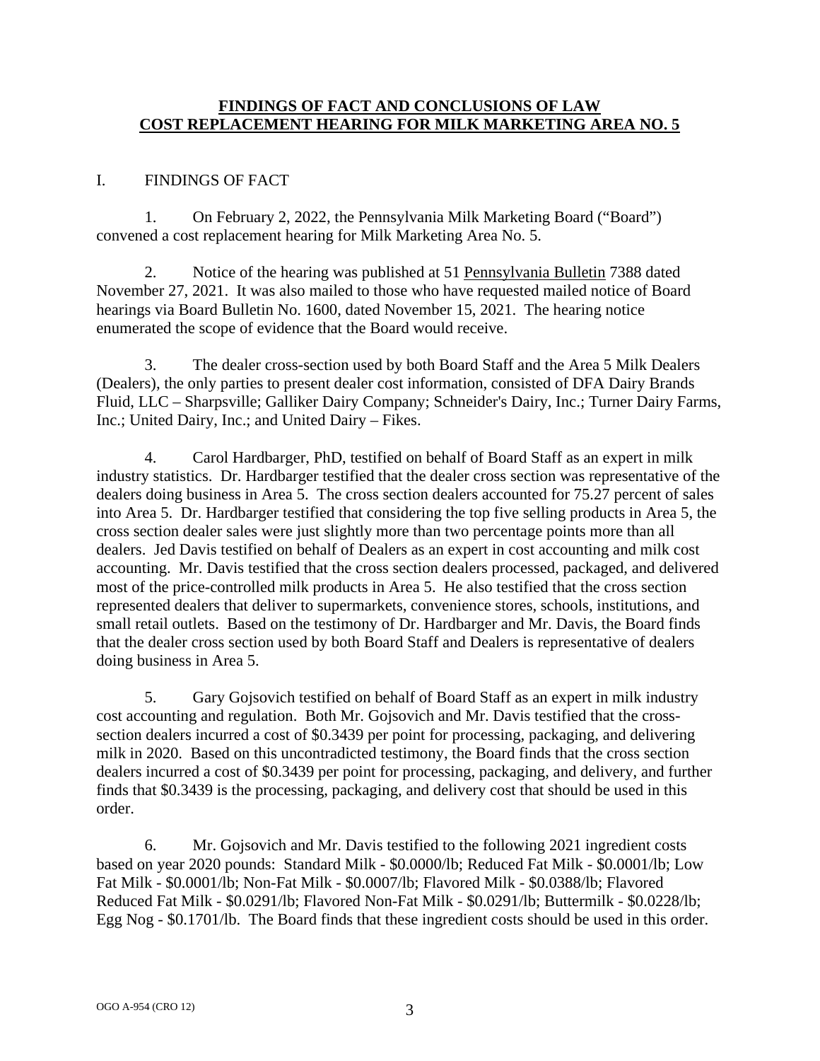# FINDINGS OF FACT AND CONCLUSIONS OF LAW COST REPLACEMENT HEARING FOR MILK MARKETING AREA NO. 5

## I. FINDINGS OF FACT

1. On February 2, 2022, the Pennsylvania Milk Marketing Board ("Board") convened a cost replacement hearing for Milk Marketing Area No. 5.

2. Notice of the hearing was published at 51 Pennsylvania Bulletin 7388 dated November 27, 2021. It was also mailed to those who have requested mailed notice of Board hearings via Board Bulletin No. 1600, dated November 15, 2021. The hearing notice enumerated the scope of evidence that the Board would receive.

3. The dealer cross-section used by both Board Staff and the Area 5 Milk Dealers (Dealers), the only parties to present dealer cost information, consisted of DFA Dairy Brands Fluid, LLC – Sharpsville; Galliker Dairy Company; Schneider's Dairy, Inc.; Turner Dairy Farms, Inc.; United Dairy, Inc.; and United Dairy – Fikes.

4. Carol Hardbarger, PhD, testified on behalf of Board Staff as an expert in milk industry statistics. Dr. Hardbarger testified that the dealer cross section was representative of the dealers doing business in Area 5. The cross section dealers accounted for 75.27 percent of sales into Area 5. Dr. Hardbarger testified that considering the top five selling products in Area 5, the cross section dealer sales were just slightly more than two percentage points more than all dealers. Jed Davis testified on behalf of Dealers as an expert in cost accounting and milk cost accounting. Mr. Davis testified that the cross section dealers processed, packaged, and delivered most of the price-controlled milk products in Area 5. He also testified that the cross section represented dealers that deliver to supermarkets, convenience stores, schools, institutions, and small retail outlets. Based on the testimony of Dr. Hardbarger and Mr. Davis, the Board finds that the dealer cross section used by both Board Staff and Dealers is representative of dealers doing business in Area 5.

5. Gary Gojsovich testified on behalf of Board Staff as an expert in milk industry cost accounting and regulation. Both Mr. Gojsovich and Mr. Davis testified that the cross-section dealers incurred a cost of \$0.3439 per point for processing, packaging, and delivering milk in 2020. Based on this uncontradicted testimony, the Board finds that the cross section dealers incurred a cost of \$0.3439 per point for processing, packaging, and delivery, and further finds that \$0.3439 is the processing, packaging, and delivery cost that should be used in this order.

6. Mr. Gojsovich and Mr. Davis testified to the following 2021 ingredient costs based on year 2020 pounds: Standard Milk - \$0.0000/lb; Reduced Fat Milk - \$0.0001/lb; Low Fat Milk - \$0.0001/lb; Non-Fat Milk - \$0.0007/lb; Flavored Milk - \$0.0388/lb; Flavored Reduced Fat Milk - \$0.0291/lb; Flavored Non-Fat Milk - \$0.0291/lb; Buttermilk - \$0.0228/lb; Egg Nog - \$0.1701/lb. The Board finds that these ingredient costs should be used in this order.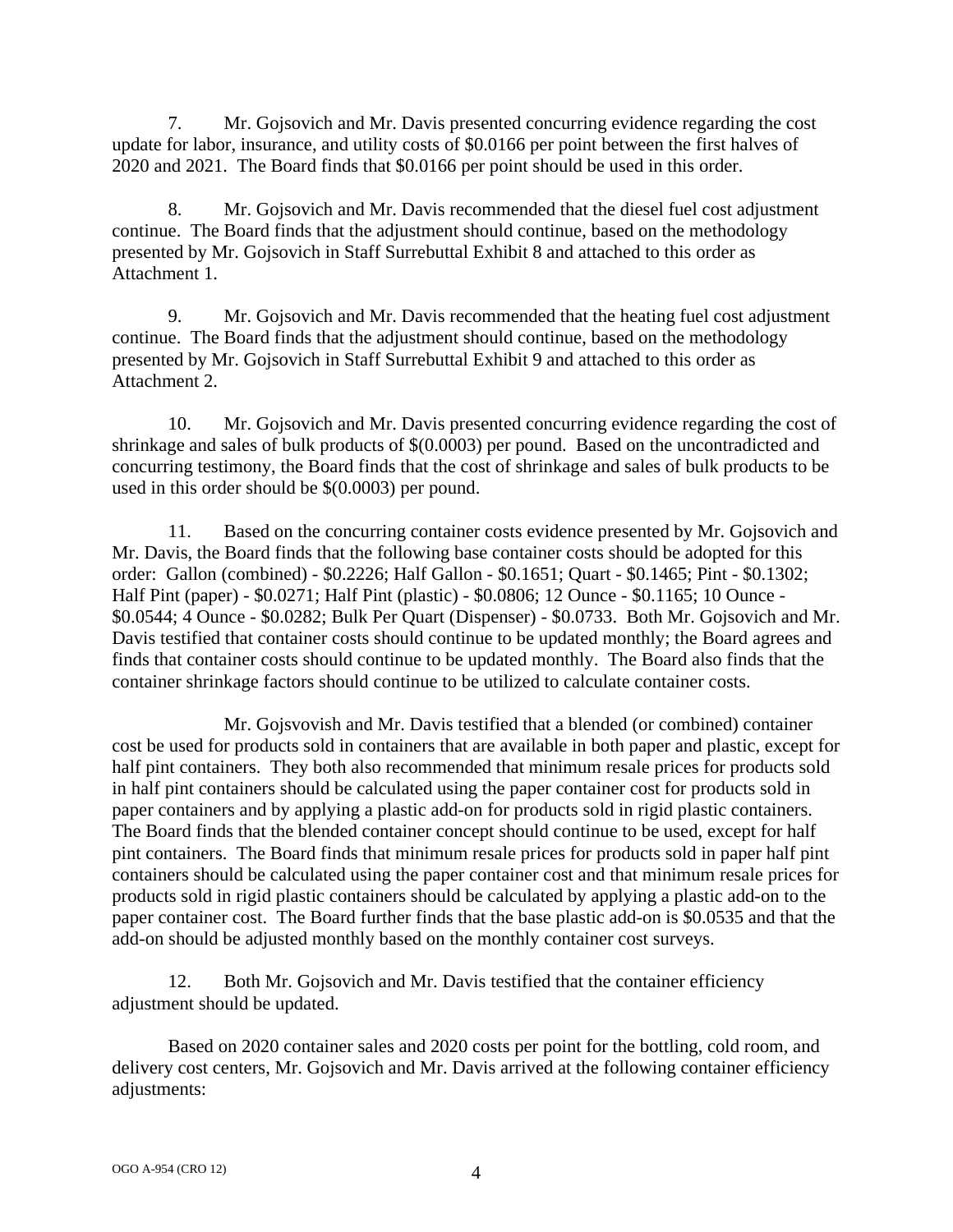7. Mr. Gojsovich and Mr. Davis presented concurring evidence regarding the cost update for labor, insurance, and utility costs of $0.0166 per point between the first halves of 2020 and 2021. The Board finds that $0.0166 per point should be used in this order.

8. Mr. Gojsovich and Mr. Davis recommended that the diesel fuel cost adjustment continue. The Board finds that the adjustment should continue, based on the methodology presented by Mr. Gojsovich in Staff Surrebuttal Exhibit 8 and attached to this order as Attachment 1.

9. Mr. Gojsovich and Mr. Davis recommended that the heating fuel cost adjustment continue. The Board finds that the adjustment should continue, based on the methodology presented by Mr. Gojsovich in Staff Surrebuttal Exhibit 9 and attached to this order as Attachment 2.

10. Mr. Gojsovich and Mr. Davis presented concurring evidence regarding the cost of shrinkage and sales of bulk products of $(0.0003) per pound. Based on the uncontradicted and concurring testimony, the Board finds that the cost of shrinkage and sales of bulk products to be used in this order should be $(0.0003) per pound.

11. Based on the concurring container costs evidence presented by Mr. Gojsovich and Mr. Davis, the Board finds that the following base container costs should be adopted for this order: Gallon (combined) - $0.2226; Half Gallon - $0.1651; Quart - $0.1465; Pint - $0.1302; Half Pint (paper) - $0.0271; Half Pint (plastic) - $0.0806; 12 Ounce - $0.1165; 10 Ounce - $0.0544; 4 Ounce - $0.0282; Bulk Per Quart (Dispenser) - $0.0733. Both Mr. Gojsovich and Mr. Davis testified that container costs should continue to be updated monthly; the Board agrees and finds that container costs should continue to be updated monthly. The Board also finds that the container shrinkage factors should continue to be utilized to calculate container costs.

Mr. Gojsvovish and Mr. Davis testified that a blended (or combined) container cost be used for products sold in containers that are available in both paper and plastic, except for half pint containers. They both also recommended that minimum resale prices for products sold in half pint containers should be calculated using the paper container cost for products sold in paper containers and by applying a plastic add-on for products sold in rigid plastic containers. The Board finds that the blended container concept should continue to be used, except for half pint containers. The Board finds that minimum resale prices for products sold in paper half pint containers should be calculated using the paper container cost and that minimum resale prices for products sold in rigid plastic containers should be calculated by applying a plastic add-on to the paper container cost. The Board further finds that the base plastic add-on is $0.0535 and that the add-on should be adjusted monthly based on the monthly container cost surveys.

12. Both Mr. Gojsovich and Mr. Davis testified that the container efficiency adjustment should be updated.

Based on 2020 container sales and 2020 costs per point for the bottling, cold room, and delivery cost centers, Mr. Gojsovich and Mr. Davis arrived at the following container efficiency adjustments: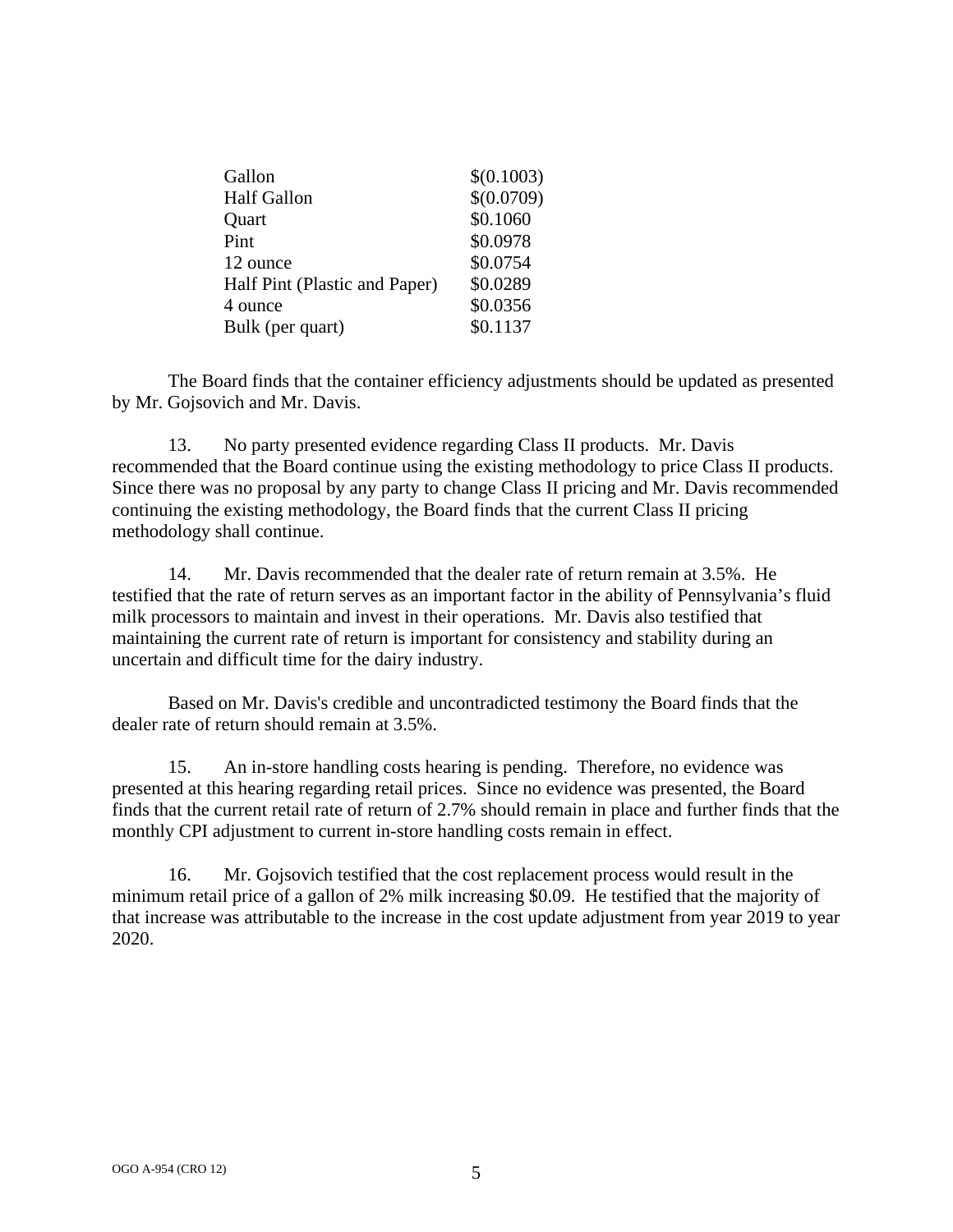| | |
|---|---|
| Gallon | $(0.1003) |
| Half Gallon | $(0.0709) |
| Quart | $0.1060 |
| Pint | $0.0978 |
| 12 ounce | $0.0754 |
| Half Pint (Plastic and Paper) | $0.0289 |
| 4 ounce | $0.0356 |
| Bulk (per quart) | $0.1137 |

The Board finds that the container efficiency adjustments should be updated as presented by Mr. Gojsovich and Mr. Davis.

13. No party presented evidence regarding Class II products. Mr. Davis recommended that the Board continue using the existing methodology to price Class II products. Since there was no proposal by any party to change Class II pricing and Mr. Davis recommended continuing the existing methodology, the Board finds that the current Class II pricing methodology shall continue.

14. Mr. Davis recommended that the dealer rate of return remain at 3.5%. He testified that the rate of return serves as an important factor in the ability of Pennsylvania's fluid milk processors to maintain and invest in their operations. Mr. Davis also testified that maintaining the current rate of return is important for consistency and stability during an uncertain and difficult time for the dairy industry.

Based on Mr. Davis's credible and uncontradicted testimony the Board finds that the dealer rate of return should remain at 3.5%.

15. An in-store handling costs hearing is pending. Therefore, no evidence was presented at this hearing regarding retail prices. Since no evidence was presented, the Board finds that the current retail rate of return of 2.7% should remain in place and further finds that the monthly CPI adjustment to current in-store handling costs remain in effect.

16. Mr. Gojsovich testified that the cost replacement process would result in the minimum retail price of a gallon of 2% milk increasing $0.09. He testified that the majority of that increase was attributable to the increase in the cost update adjustment from year 2019 to year 2020.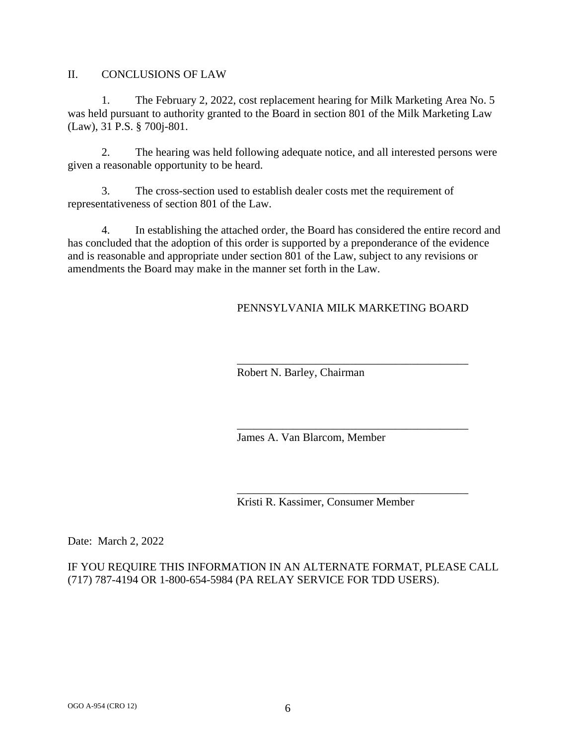## II. CONCLUSIONS OF LAW

1. The February 2, 2022, cost replacement hearing for Milk Marketing Area No. 5 was held pursuant to authority granted to the Board in section 801 of the Milk Marketing Law (Law), 31 P.S. § 700j-801.

2. The hearing was held following adequate notice, and all interested persons were given a reasonable opportunity to be heard.

3. The cross-section used to establish dealer costs met the requirement of representativeness of section 801 of the Law.

4. In establishing the attached order, the Board has considered the entire record and has concluded that the adoption of this order is supported by a preponderance of the evidence and is reasonable and appropriate under section 801 of the Law, subject to any revisions or amendments the Board may make in the manner set forth in the Law.

PENNSYLVANIA MILK MARKETING BOARD

\_\_\_\_\_\_\_\_\_\_\_\_\_\_\_\_\_\_\_\_\_\_\_\_\_\_\_\_\_\_\_\_\_\_\_\_\_\_\_\_
Robert N. Barley, Chairman

\_\_\_\_\_\_\_\_\_\_\_\_\_\_\_\_\_\_\_\_\_\_\_\_\_\_\_\_\_\_\_\_\_\_\_\_\_\_\_\_
James A. Van Blarcom, Member

\_\_\_\_\_\_\_\_\_\_\_\_\_\_\_\_\_\_\_\_\_\_\_\_\_\_\_\_\_\_\_\_\_\_\_\_\_\_\_\_
Kristi R. Kassimer, Consumer Member

Date: March 2, 2022

IF YOU REQUIRE THIS INFORMATION IN AN ALTERNATE FORMAT, PLEASE CALL (717) 787-4194 OR 1-800-654-5984 (PA RELAY SERVICE FOR TDD USERS).

OGO A-954 (CRO 12)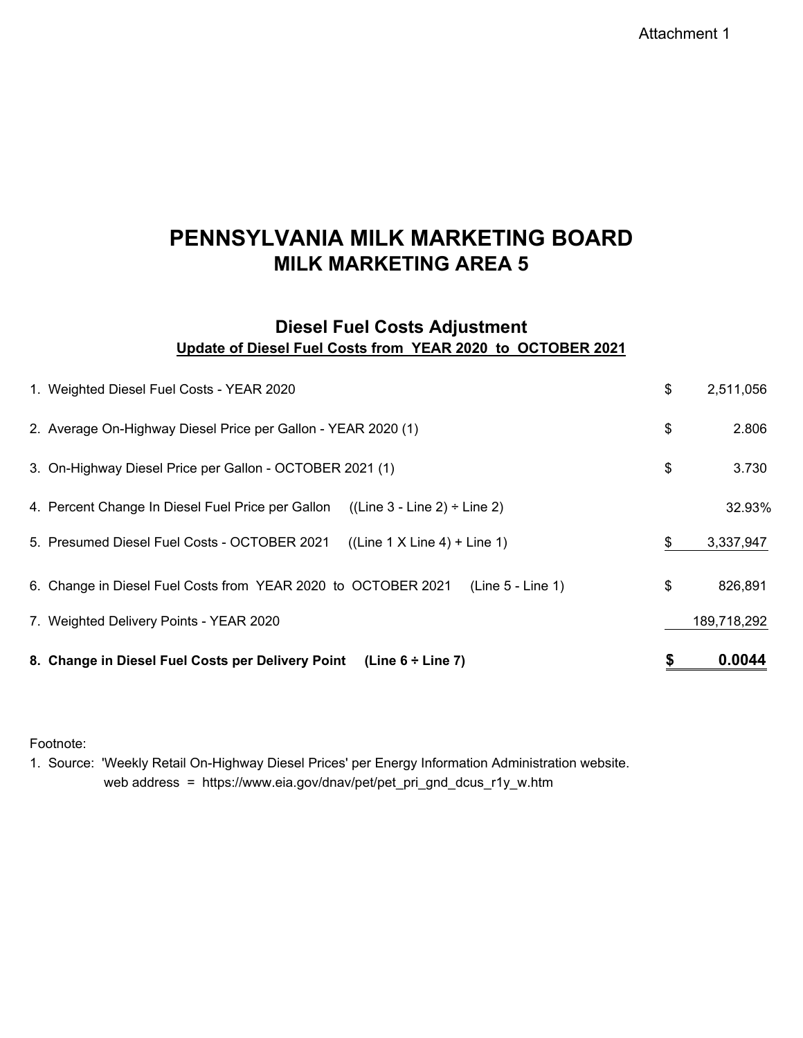Attachment 1

# PENNSYLVANIA MILK MARKETING BOARD
## MILK MARKETING AREA 5

### Diesel Fuel Costs Adjustment
**Update of Diesel Fuel Costs from YEAR 2020 to OCTOBER 2021**

| | | |
|---|---|---|
| 1. Weighted Diesel Fuel Costs - YEAR 2020 | $ | 2,511,056 |
| 2. Average On-Highway Diesel Price per Gallon - YEAR 2020 (1) | $ | 2.806 |
| 3. On-Highway Diesel Price per Gallon - OCTOBER 2021 (1) | $ | 3.730 |
| 4. Percent Change In Diesel Fuel Price per Gallon ((Line 3 - Line 2) ÷ Line 2) | | 32.93% |
| 5. Presumed Diesel Fuel Costs - OCTOBER 2021 ((Line 1 X Line 4) + Line 1) | $ | 3,337,947 |
| 6. Change in Diesel Fuel Costs from YEAR 2020 to OCTOBER 2021 (Line 5 - Line 1) | $ | 826,891 |
| 7. Weighted Delivery Points - YEAR 2020 | | 189,718,292 |
| **8. Change in Diesel Fuel Costs per Delivery Point (Line 6 ÷ Line 7)** | **$** | **0.0044** |

Footnote:

1. Source: 'Weekly Retail On-Highway Diesel Prices' per Energy Information Administration website.
   web address = https://www.eia.gov/dnav/pet/pet_pri_gnd_dcus_r1y_w.htm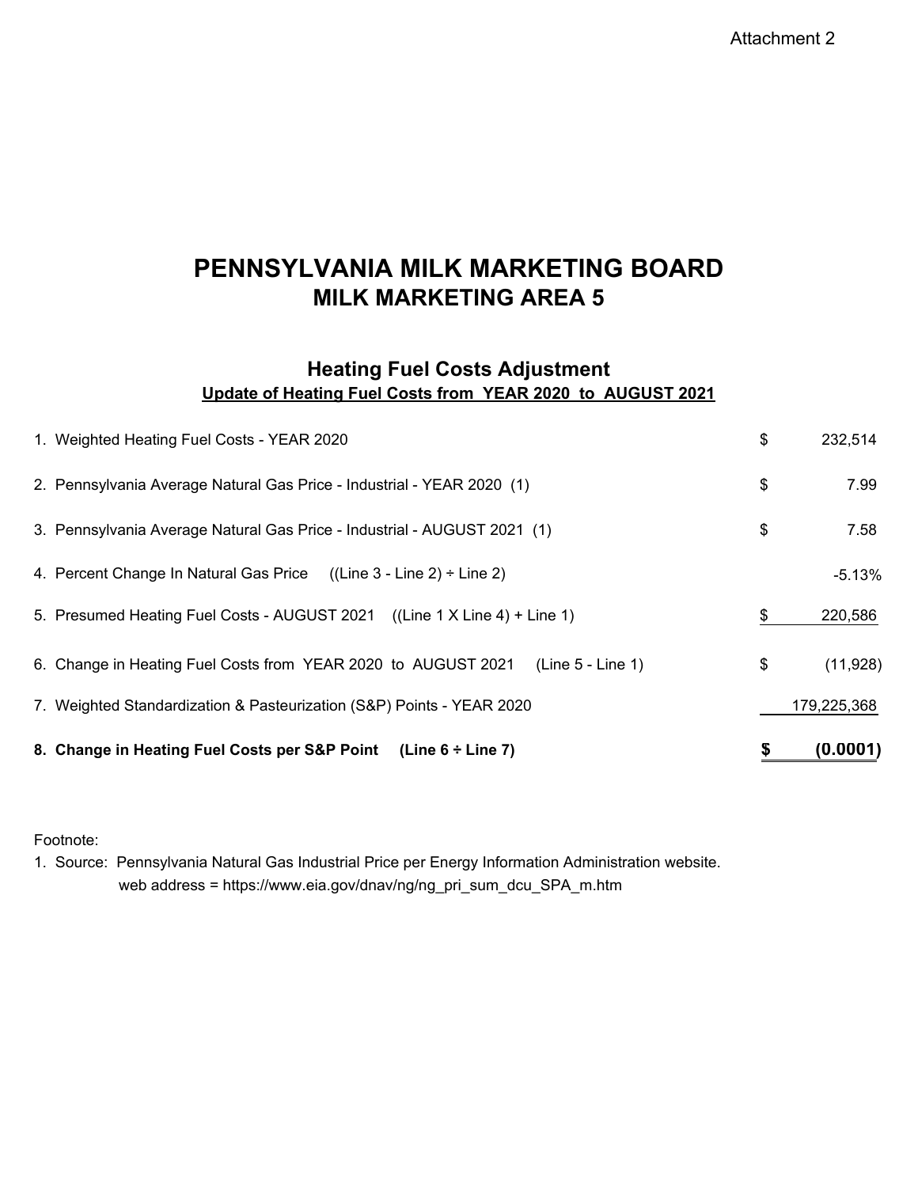Attachment 2

# PENNSYLVANIA MILK MARKETING BOARD
## MILK MARKETING AREA 5

### Heating Fuel Costs Adjustment
**Update of Heating Fuel Costs from YEAR 2020 to AUGUST 2021**

| | | |
|---|---|---|
| 1. Weighted Heating Fuel Costs - YEAR 2020 | $ | 232,514 |
| 2. Pennsylvania Average Natural Gas Price - Industrial - YEAR 2020 (1) | $ | 7.99 |
| 3. Pennsylvania Average Natural Gas Price - Industrial - AUGUST 2021 (1) | $ | 7.58 |
| 4. Percent Change In Natural Gas Price ((Line 3 - Line 2) ÷ Line 2) | | -5.13% |
| 5. Presumed Heating Fuel Costs - AUGUST 2021 ((Line 1 X Line 4) + Line 1) | $ | 220,586 |
| 6. Change in Heating Fuel Costs from YEAR 2020 to AUGUST 2021 (Line 5 - Line 1) | $ | (11,928) |
| 7. Weighted Standardization & Pasteurization (S&P) Points - YEAR 2020 | | 179,225,368 |
| **8. Change in Heating Fuel Costs per S&P Point (Line 6 ÷ Line 7)** | **$** | **(0.0001)** |

Footnote:

1. Source: Pennsylvania Natural Gas Industrial Price per Energy Information Administration website.
   web address = https://www.eia.gov/dnav/ng/ng_pri_sum_dcu_SPA_m.htm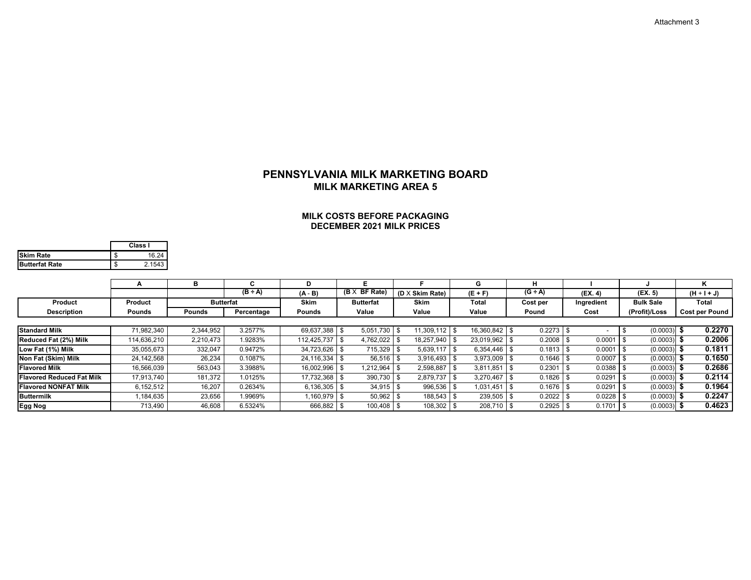Attachment 3

# PENNSYLVANIA MILK MARKETING BOARD
## MILK MARKETING AREA 5

### MILK COSTS BEFORE PACKAGING
### DECEMBER 2021 MILK PRICES

| | Class I |
|---|---|
| Skim Rate | $ 16.24 |
| Butterfat Rate | $ 2.1543 |

| | A | B | C | D | E | F | G | H | I | J | K |
|---|---|---|---|---|---|---|---|---|---|---|---|
| | | | (B ÷ A) | (A - B) | (B X BF Rate) | (D X Skim Rate) | (E + F) | (G ÷ A) | (EX. 4) | (EX. 5) | (H + I + J) |
| Product Description | Product Pounds | Butterfat Pounds | Butterfat Percentage | Skim Pounds | Butterfat Value | Skim Value | Total Value | Cost per Pound | Ingredient Cost | Bulk Sale (Profit)/Loss | Total Cost per Pound |
| **Standard Milk** | 71,982,340 | 2,344,952 | 3.2577% | 69,637,388 | $ 5,051,730 | $ 11,309,112 | $ 16,360,842 | $ 0.2273 | $ - | $ (0.0003) | **$ 0.2270** |
| **Reduced Fat (2%) Milk** | 114,636,210 | 2,210,473 | 1.9283% | 112,425,737 | $ 4,762,022 | $ 18,257,940 | $ 23,019,962 | $ 0.2008 | $ 0.0001 | $ (0.0003) | **$ 0.2006** |
| **Low Fat (1%) Milk** | 35,055,673 | 332,047 | 0.9472% | 34,723,626 | $ 715,329 | $ 5,639,117 | $ 6,354,446 | $ 0.1813 | $ 0.0001 | $ (0.0003) | **$ 0.1811** |
| **Non Fat (Skim) Milk** | 24,142,568 | 26,234 | 0.1087% | 24,116,334 | $ 56,516 | $ 3,916,493 | $ 3,973,009 | $ 0.1646 | $ 0.0007 | $ (0.0003) | **$ 0.1650** |
| **Flavored Milk** | 16,566,039 | 563,043 | 3.3988% | 16,002,996 | $ 1,212,964 | $ 2,598,887 | $ 3,811,851 | $ 0.2301 | $ 0.0388 | $ (0.0003) | **$ 0.2686** |
| **Flavored Reduced Fat Milk** | 17,913,740 | 181,372 | 1.0125% | 17,732,368 | $ 390,730 | $ 2,879,737 | $ 3,270,467 | $ 0.1826 | $ 0.0291 | $ (0.0003) | **$ 0.2114** |
| **Flavored NONFAT Milk** | 6,152,512 | 16,207 | 0.2634% | 6,136,305 | $ 34,915 | $ 996,536 | $ 1,031,451 | $ 0.1676 | $ 0.0291 | $ (0.0003) | **$ 0.1964** |
| **Buttermilk** | 1,184,635 | 23,656 | 1.9969% | 1,160,979 | $ 50,962 | $ 188,543 | $ 239,505 | $ 0.2022 | $ 0.0228 | $ (0.0003) | **$ 0.2247** |
| **Egg Nog** | 713,490 | 46,608 | 6.5324% | 666,882 | $ 100,408 | $ 108,302 | $ 208,710 | $ 0.2925 | $ 0.1701 | $ (0.0003) | **$ 0.4623** |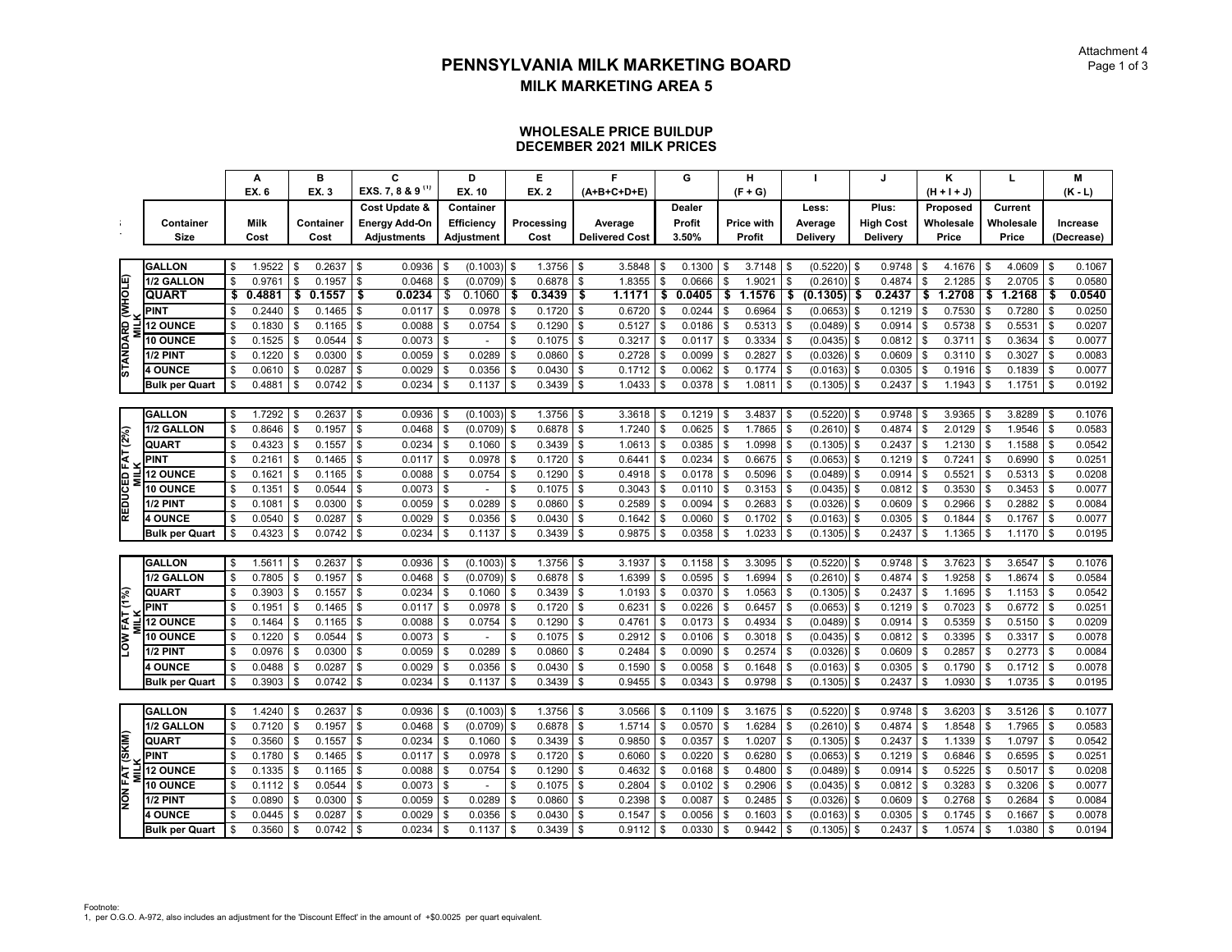Attachment 4

# PENNSYLVANIA MILK MARKETING BOARD

## MILK MARKETING AREA 5

### WHOLESALE PRICE BUILDUP
### DECEMBER 2021 MILK PRICES

| | Container Size | A<br>EX. 6<br>Milk Cost | B<br>EX. 3<br>Container Cost | C<br>EXS. 7, 8 & 9 [1]<br>Cost Update & Energy Add-On Adjustments | D<br>EX. 10<br>Container Efficiency Adjustment | E<br>EX. 2<br>Processing Cost | F<br>(A+B+C+D+E)<br>Average Delivered Cost | G<br>Dealer Profit 3.50% | H<br>(F + G)<br>Price with Profit | I<br>Less: Average Delivery | J<br>Plus: High Cost Delivery | K<br>(H + I + J)<br>Proposed Wholesale Price | L<br>Current Wholesale Price | M<br>(K - L)<br>Increase (Decrease) |
|---|---|---|---|---|---|---|---|---|---|---|---|---|---|---|
| STANDARD (WHOLE) MILK | GALLON | $ 1.9522 | $ 0.2637 | $ 0.0936 | $ (0.1003) | $ 1.3756 | $ 3.5848 | $ 0.1300 | $ 3.7148 | $ (0.5220) | $ 0.9748 | $ 4.1676 | $ 4.0609 | $ 0.1067 |
| | 1/2 GALLON | $ 0.9761 | $ 0.1957 | $ 0.0468 | $ (0.0709) | $ 0.6878 | $ 1.8355 | $ 0.0666 | $ 1.9021 | $ (0.2610) | $ 0.4874 | $ 2.1285 | $ 2.0705 | $ 0.0580 |
| | **QUART** | **$ 0.4881** | **$ 0.1557** | **$ 0.0234** | $ 0.1060 | **$ 0.3439** | **$ 1.1171** | **$ 0.0405** | **$ 1.1576** | **$ (0.1305)** | **$ 0.2437** | **$ 1.2708** | **$ 1.2168** | **$ 0.0540** |
| | PINT | $ 0.2440 | $ 0.1465 | $ 0.0117 | $ 0.0978 | $ 0.1720 | $ 0.6720 | $ 0.0244 | $ 0.6964 | $ (0.0653) | $ 0.1219 | $ 0.7530 | $ 0.7280 | $ 0.0250 |
| | 12 OUNCE | $ 0.1830 | $ 0.1165 | $ 0.0088 | $ 0.0754 | $ 0.1290 | $ 0.5127 | $ 0.0186 | $ 0.5313 | $ (0.0489) | $ 0.0914 | $ 0.5738 | $ 0.5531 | $ 0.0207 |
| | 10 OUNCE | $ 0.1525 | $ 0.0544 | $ 0.0073 | $ - | $ 0.1075 | $ 0.3217 | $ 0.0117 | $ 0.3334 | $ (0.0435) | $ 0.0812 | $ 0.3711 | $ 0.3634 | $ 0.0077 |
| | 1/2 PINT | $ 0.1220 | $ 0.0300 | $ 0.0059 | $ 0.0289 | $ 0.0860 | $ 0.2728 | $ 0.0099 | $ 0.2827 | $ (0.0326) | $ 0.0609 | $ 0.3110 | $ 0.3027 | $ 0.0083 |
| | 4 OUNCE | $ 0.0610 | $ 0.0287 | $ 0.0029 | $ 0.0356 | $ 0.0430 | $ 0.1712 | $ 0.0062 | $ 0.1774 | $ (0.0163) | $ 0.0305 | $ 0.1916 | $ 0.1839 | $ 0.0077 |
| | Bulk per Quart | $ 0.4881 | $ 0.0742 | $ 0.0234 | $ 0.1137 | $ 0.3439 | $ 1.0433 | $ 0.0378 | $ 1.0811 | $ (0.1305) | $ 0.2437 | $ 1.1943 | $ 1.1751 | $ 0.0192 |
| REDUCED FAT (2%) MILK | GALLON | $ 1.7292 | $ 0.2637 | $ 0.0936 | $ (0.1003) | $ 1.3756 | $ 3.3618 | $ 0.1219 | $ 3.4837 | $ (0.5220) | $ 0.9748 | $ 3.9365 | $ 3.8289 | $ 0.1076 |
| | 1/2 GALLON | $ 0.8646 | $ 0.1957 | $ 0.0468 | $ (0.0709) | $ 0.6878 | $ 1.7240 | $ 0.0625 | $ 1.7865 | $ (0.2610) | $ 0.4874 | $ 2.0129 | $ 1.9546 | $ 0.0583 |
| | QUART | $ 0.4323 | $ 0.1557 | $ 0.0234 | $ 0.1060 | $ 0.3439 | $ 1.0613 | $ 0.0385 | $ 1.0998 | $ (0.1305) | $ 0.2437 | $ 1.2130 | $ 1.1588 | $ 0.0542 |
| | PINT | $ 0.2161 | $ 0.1465 | $ 0.0117 | $ 0.0978 | $ 0.1720 | $ 0.6441 | $ 0.0234 | $ 0.6675 | $ (0.0653) | $ 0.1219 | $ 0.7241 | $ 0.6990 | $ 0.0251 |
| | 12 OUNCE | $ 0.1621 | $ 0.1165 | $ 0.0088 | $ 0.0754 | $ 0.1290 | $ 0.4918 | $ 0.0178 | $ 0.5096 | $ (0.0489) | $ 0.0914 | $ 0.5521 | $ 0.5313 | $ 0.0208 |
| | 10 OUNCE | $ 0.1351 | $ 0.0544 | $ 0.0073 | $ - | $ 0.1075 | $ 0.3043 | $ 0.0110 | $ 0.3153 | $ (0.0435) | $ 0.0812 | $ 0.3530 | $ 0.3453 | $ 0.0077 |
| | 1/2 PINT | $ 0.1081 | $ 0.0300 | $ 0.0059 | $ 0.0289 | $ 0.0860 | $ 0.2589 | $ 0.0094 | $ 0.2683 | $ (0.0326) | $ 0.0609 | $ 0.2966 | $ 0.2882 | $ 0.0084 |
| | 4 OUNCE | $ 0.0540 | $ 0.0287 | $ 0.0029 | $ 0.0356 | $ 0.0430 | $ 0.1642 | $ 0.0060 | $ 0.1702 | $ (0.0163) | $ 0.0305 | $ 0.1844 | $ 0.1767 | $ 0.0077 |
| | Bulk per Quart | $ 0.4323 | $ 0.0742 | $ 0.0234 | $ 0.1137 | $ 0.3439 | $ 0.9875 | $ 0.0358 | $ 1.0233 | $ (0.1305) | $ 0.2437 | $ 1.1365 | $ 1.1170 | $ 0.0195 |
| LOW FAT (1%) MILK | GALLON | $ 1.5611 | $ 0.2637 | $ 0.0936 | $ (0.1003) | $ 1.3756 | $ 3.1937 | $ 0.1158 | $ 3.3095 | $ (0.5220) | $ 0.9748 | $ 3.7623 | $ 3.6547 | $ 0.1076 |
| | 1/2 GALLON | $ 0.7805 | $ 0.1957 | $ 0.0468 | $ (0.0709) | $ 0.6878 | $ 1.6399 | $ 0.0595 | $ 1.6994 | $ (0.2610) | $ 0.4874 | $ 1.9258 | $ 1.8674 | $ 0.0584 |
| | QUART | $ 0.3903 | $ 0.1557 | $ 0.0234 | $ 0.1060 | $ 0.3439 | $ 1.0193 | $ 0.0370 | $ 1.0563 | $ (0.1305) | $ 0.2437 | $ 1.1695 | $ 1.1153 | $ 0.0542 |
| | PINT | $ 0.1951 | $ 0.1465 | $ 0.0117 | $ 0.0978 | $ 0.1720 | $ 0.6231 | $ 0.0226 | $ 0.6457 | $ (0.0653) | $ 0.1219 | $ 0.7023 | $ 0.6772 | $ 0.0251 |
| | 12 OUNCE | $ 0.1464 | $ 0.1165 | $ 0.0088 | $ 0.0754 | $ 0.1290 | $ 0.4761 | $ 0.0173 | $ 0.4934 | $ (0.0489) | $ 0.0914 | $ 0.5359 | $ 0.5150 | $ 0.0209 |
| | 10 OUNCE | $ 0.1220 | $ 0.0544 | $ 0.0073 | $ - | $ 0.1075 | $ 0.2912 | $ 0.0106 | $ 0.3018 | $ (0.0435) | $ 0.0812 | $ 0.3395 | $ 0.3317 | $ 0.0078 |
| | 1/2 PINT | $ 0.0976 | $ 0.0300 | $ 0.0059 | $ 0.0289 | $ 0.0860 | $ 0.2484 | $ 0.0090 | $ 0.2574 | $ (0.0326) | $ 0.0609 | $ 0.2857 | $ 0.2773 | $ 0.0084 |
| | 4 OUNCE | $ 0.0488 | $ 0.0287 | $ 0.0029 | $ 0.0356 | $ 0.0430 | $ 0.1590 | $ 0.0058 | $ 0.1648 | $ (0.0163) | $ 0.0305 | $ 0.1790 | $ 0.1712 | $ 0.0078 |
| | Bulk per Quart | $ 0.3903 | $ 0.0742 | $ 0.0234 | $ 0.1137 | $ 0.3439 | $ 0.9455 | $ 0.0343 | $ 0.9798 | $ (0.1305) | $ 0.2437 | $ 1.0930 | $ 1.0735 | $ 0.0195 |
| NON FAT (SKIM) MILK | GALLON | $ 1.4240 | $ 0.2637 | $ 0.0936 | $ (0.1003) | $ 1.3756 | $ 3.0566 | $ 0.1109 | $ 3.1675 | $ (0.5220) | $ 0.9748 | $ 3.6203 | $ 3.5126 | $ 0.1077 |
| | 1/2 GALLON | $ 0.7120 | $ 0.1957 | $ 0.0468 | $ (0.0709) | $ 0.6878 | $ 1.5714 | $ 0.0570 | $ 1.6284 | $ (0.2610) | $ 0.4874 | $ 1.8548 | $ 1.7965 | $ 0.0583 |
| | QUART | $ 0.3560 | $ 0.1557 | $ 0.0234 | $ 0.1060 | $ 0.3439 | $ 0.9850 | $ 0.0357 | $ 1.0207 | $ (0.1305) | $ 0.2437 | $ 1.1339 | $ 1.0797 | $ 0.0542 |
| | PINT | $ 0.1780 | $ 0.1465 | $ 0.0117 | $ 0.0978 | $ 0.1720 | $ 0.6060 | $ 0.0220 | $ 0.6280 | $ (0.0653) | $ 0.1219 | $ 0.6846 | $ 0.6595 | $ 0.0251 |
| | 12 OUNCE | $ 0.1335 | $ 0.1165 | $ 0.0088 | $ 0.0754 | $ 0.1290 | $ 0.4632 | $ 0.0168 | $ 0.4800 | $ (0.0489) | $ 0.0914 | $ 0.5225 | $ 0.5017 | $ 0.0208 |
| | 10 OUNCE | $ 0.1112 | $ 0.0544 | $ 0.0073 | $ - | $ 0.1075 | $ 0.2804 | $ 0.0102 | $ 0.2906 | $ (0.0435) | $ 0.0812 | $ 0.3283 | $ 0.3206 | $ 0.0077 |
| | 1/2 PINT | $ 0.0890 | $ 0.0300 | $ 0.0059 | $ 0.0289 | $ 0.0860 | $ 0.2398 | $ 0.0087 | $ 0.2485 | $ (0.0326) | $ 0.0609 | $ 0.2768 | $ 0.2684 | $ 0.0084 |
| | 4 OUNCE | $ 0.0445 | $ 0.0287 | $ 0.0029 | $ 0.0356 | $ 0.0430 | $ 0.1547 | $ 0.0056 | $ 0.1603 | $ (0.0163) | $ 0.0305 | $ 0.1745 | $ 0.1667 | $ 0.0078 |
| | Bulk per Quart | $ 0.3560 | $ 0.0742 | $ 0.0234 | $ 0.1137 | $ 0.3439 | $ 0.9112 | $ 0.0330 | $ 0.9442 | $ (0.1305) | $ 0.2437 | $ 1.0574 | $ 1.0380 | $ 0.0194 |

Footnote:
1, per O.G.O. A-972, also includes an adjustment for the 'Discount Effect' in the amount of +$0.0025 per quart equivalent.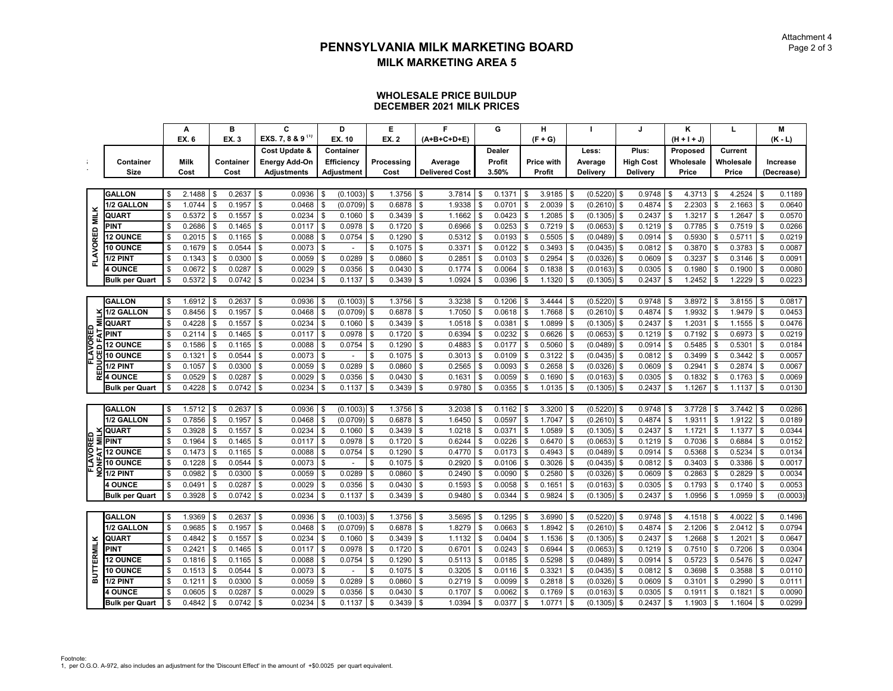# PENNSYLVANIA MILK MARKETING BOARD

## MILK MARKETING AREA 5

### WHOLESALE PRICE BUILDUP
### DECEMBER 2021 MILK PRICES

| | Container Size | A<br>EX. 6<br>Milk Cost | B<br>EX. 3<br>Container Cost | C<br>EXS. 7, 8 & 9 [1]<br>Cost Update & Energy Add-On Adjustments | D<br>EX. 10<br>Container Efficiency Adjustment | E<br>EX. 2<br>Processing Cost | F<br>(A+B+C+D+E)<br>Average Delivered Cost | G<br>Dealer Profit 3.50% | H<br>(F + G)<br>Price with Profit | I<br>Less: Average Delivery | J<br>Plus: High Cost Delivery | K<br>(H + I + J)<br>Proposed Wholesale Price | L<br>Current Wholesale Price | M<br>(K - L)<br>Increase (Decrease) |
|---|---|---|---|---|---|---|---|---|---|---|---|---|---|---|
| FLAVORED MILK | GALLON | $ 2.1488 | $ 0.2637 | $ 0.0936 | $ (0.1003) | $ 1.3756 | $ 3.7814 | $ 0.1371 | $ 3.9185 | $ (0.5220) | $ 0.9748 | $ 4.3713 | $ 4.2524 | $ 0.1189 |
| | 1/2 GALLON | $ 1.0744 | $ 0.1957 | $ 0.0468 | $ (0.0709) | $ 0.6878 | $ 1.9338 | $ 0.0701 | $ 2.0039 | $ (0.2610) | $ 0.4874 | $ 2.2303 | $ 2.1663 | $ 0.0640 |
| | QUART | $ 0.5372 | $ 0.1557 | $ 0.0234 | $ 0.1060 | $ 0.3439 | $ 1.1662 | $ 0.0423 | $ 1.2085 | $ (0.1305) | $ 0.2437 | $ 1.3217 | $ 1.2647 | $ 0.0570 |
| | PINT | $ 0.2686 | $ 0.1465 | $ 0.0117 | $ 0.0978 | $ 0.1720 | $ 0.6966 | $ 0.0253 | $ 0.7219 | $ (0.0653) | $ 0.1219 | $ 0.7785 | $ 0.7519 | $ 0.0266 |
| | 12 OUNCE | $ 0.2015 | $ 0.1165 | $ 0.0088 | $ 0.0754 | $ 0.1290 | $ 0.5312 | $ 0.0193 | $ 0.5505 | $ (0.0489) | $ 0.0914 | $ 0.5930 | $ 0.5711 | $ 0.0219 |
| | 10 OUNCE | $ 0.1679 | $ 0.0544 | $ 0.0073 | $ - | $ 0.1075 | $ 0.3371 | $ 0.0122 | $ 0.3493 | $ (0.0435) | $ 0.0812 | $ 0.3870 | $ 0.3783 | $ 0.0087 |
| | 1/2 PINT | $ 0.1343 | $ 0.0300 | $ 0.0059 | $ 0.0289 | $ 0.0860 | $ 0.2851 | $ 0.0103 | $ 0.2954 | $ (0.0326) | $ 0.0609 | $ 0.3237 | $ 0.3146 | $ 0.0091 |
| | 4 OUNCE | $ 0.0672 | $ 0.0287 | $ 0.0029 | $ 0.0356 | $ 0.0430 | $ 0.1774 | $ 0.0064 | $ 0.1838 | $ (0.0163) | $ 0.0305 | $ 0.1980 | $ 0.1900 | $ 0.0080 |
| | Bulk per Quart | $ 0.5372 | $ 0.0742 | $ 0.0234 | $ 0.1137 | $ 0.3439 | $ 1.0924 | $ 0.0396 | $ 1.1320 | $ (0.1305) | $ 0.2437 | $ 1.2452 | $ 1.2229 | $ 0.0223 |
| FLAVORED REDUCED FAT MILK | GALLON | $ 1.6912 | $ 0.2637 | $ 0.0936 | $ (0.1003) | $ 1.3756 | $ 3.3238 | $ 0.1206 | $ 3.4444 | $ (0.5220) | $ 0.9748 | $ 3.8972 | $ 3.8155 | $ 0.0817 |
| | 1/2 GALLON | $ 0.8456 | $ 0.1957 | $ 0.0468 | $ (0.0709) | $ 0.6878 | $ 1.7050 | $ 0.0618 | $ 1.7668 | $ (0.2610) | $ 0.4874 | $ 1.9932 | $ 1.9479 | $ 0.0453 |
| | QUART | $ 0.4228 | $ 0.1557 | $ 0.0234 | $ 0.1060 | $ 0.3439 | $ 1.0518 | $ 0.0381 | $ 1.0899 | $ (0.1305) | $ 0.2437 | $ 1.2031 | $ 1.1555 | $ 0.0476 |
| | PINT | $ 0.2114 | $ 0.1465 | $ 0.0117 | $ 0.0978 | $ 0.1720 | $ 0.6394 | $ 0.0232 | $ 0.6626 | $ (0.0653) | $ 0.1219 | $ 0.7192 | $ 0.6973 | $ 0.0219 |
| | 12 OUNCE | $ 0.1586 | $ 0.1165 | $ 0.0088 | $ 0.0754 | $ 0.1290 | $ 0.4883 | $ 0.0177 | $ 0.5060 | $ (0.0489) | $ 0.0914 | $ 0.5485 | $ 0.5301 | $ 0.0184 |
| | 10 OUNCE | $ 0.1321 | $ 0.0544 | $ 0.0073 | $ - | $ 0.1075 | $ 0.3013 | $ 0.0109 | $ 0.3122 | $ (0.0435) | $ 0.0812 | $ 0.3499 | $ 0.3442 | $ 0.0057 |
| | 1/2 PINT | $ 0.1057 | $ 0.0300 | $ 0.0059 | $ 0.0289 | $ 0.0860 | $ 0.2565 | $ 0.0093 | $ 0.2658 | $ (0.0326) | $ 0.0609 | $ 0.2941 | $ 0.2874 | $ 0.0067 |
| | 4 OUNCE | $ 0.0529 | $ 0.0287 | $ 0.0029 | $ 0.0356 | $ 0.0430 | $ 0.1631 | $ 0.0059 | $ 0.1690 | $ (0.0163) | $ 0.0305 | $ 0.1832 | $ 0.1763 | $ 0.0069 |
| | Bulk per Quart | $ 0.4228 | $ 0.0742 | $ 0.0234 | $ 0.1137 | $ 0.3439 | $ 0.9780 | $ 0.0355 | $ 1.0135 | $ (0.1305) | $ 0.2437 | $ 1.1267 | $ 1.1137 | $ 0.0130 |
| FLAVORED NONFAT MILK | GALLON | $ 1.5712 | $ 0.2637 | $ 0.0936 | $ (0.1003) | $ 1.3756 | $ 3.2038 | $ 0.1162 | $ 3.3200 | $ (0.5220) | $ 0.9748 | $ 3.7728 | $ 3.7442 | $ 0.0286 |
| | 1/2 GALLON | $ 0.7856 | $ 0.1957 | $ 0.0468 | $ (0.0709) | $ 0.6878 | $ 1.6450 | $ 0.0597 | $ 1.7047 | $ (0.2610) | $ 0.4874 | $ 1.9311 | $ 1.9122 | $ 0.0189 |
| | QUART | $ 0.3928 | $ 0.1557 | $ 0.0234 | $ 0.1060 | $ 0.3439 | $ 1.0218 | $ 0.0371 | $ 1.0589 | $ (0.1305) | $ 0.2437 | $ 1.1721 | $ 1.1377 | $ 0.0344 |
| | PINT | $ 0.1964 | $ 0.1465 | $ 0.0117 | $ 0.0978 | $ 0.1720 | $ 0.6244 | $ 0.0226 | $ 0.6470 | $ (0.0653) | $ 0.1219 | $ 0.7036 | $ 0.6884 | $ 0.0152 |
| | 12 OUNCE | $ 0.1473 | $ 0.1165 | $ 0.0088 | $ 0.0754 | $ 0.1290 | $ 0.4770 | $ 0.0173 | $ 0.4943 | $ (0.0489) | $ 0.0914 | $ 0.5368 | $ 0.5234 | $ 0.0134 |
| | 10 OUNCE | $ 0.1228 | $ 0.0544 | $ 0.0073 | $ - | $ 0.1075 | $ 0.2920 | $ 0.0106 | $ 0.3026 | $ (0.0435) | $ 0.0812 | $ 0.3403 | $ 0.3386 | $ 0.0017 |
| | 1/2 PINT | $ 0.0982 | $ 0.0300 | $ 0.0059 | $ 0.0289 | $ 0.0860 | $ 0.2490 | $ 0.0090 | $ 0.2580 | $ (0.0326) | $ 0.0609 | $ 0.2863 | $ 0.2829 | $ 0.0034 |
| | 4 OUNCE | $ 0.0491 | $ 0.0287 | $ 0.0029 | $ 0.0356 | $ 0.0430 | $ 0.1593 | $ 0.0058 | $ 0.1651 | $ (0.0163) | $ 0.0305 | $ 0.1793 | $ 0.1740 | $ 0.0053 |
| | Bulk per Quart | $ 0.3928 | $ 0.0742 | $ 0.0234 | $ 0.1137 | $ 0.3439 | $ 0.9480 | $ 0.0344 | $ 0.9824 | $ (0.1305) | $ 0.2437 | $ 1.0956 | $ 1.0959 | $ (0.0003) |
| BUTTERMILK | GALLON | $ 1.9369 | $ 0.2637 | $ 0.0936 | $ (0.1003) | $ 1.3756 | $ 3.5695 | $ 0.1295 | $ 3.6990 | $ (0.5220) | $ 0.9748 | $ 4.1518 | $ 4.0022 | $ 0.1496 |
| | 1/2 GALLON | $ 0.9685 | $ 0.1957 | $ 0.0468 | $ (0.0709) | $ 0.6878 | $ 1.8279 | $ 0.0663 | $ 1.8942 | $ (0.2610) | $ 0.4874 | $ 2.1206 | $ 2.0412 | $ 0.0794 |
| | QUART | $ 0.4842 | $ 0.1557 | $ 0.0234 | $ 0.1060 | $ 0.3439 | $ 1.1132 | $ 0.0404 | $ 1.1536 | $ (0.1305) | $ 0.2437 | $ 1.2668 | $ 1.2021 | $ 0.0647 |
| | PINT | $ 0.2421 | $ 0.1465 | $ 0.0117 | $ 0.0978 | $ 0.1720 | $ 0.6701 | $ 0.0243 | $ 0.6944 | $ (0.0653) | $ 0.1219 | $ 0.7510 | $ 0.7206 | $ 0.0304 |
| | 12 OUNCE | $ 0.1816 | $ 0.1165 | $ 0.0088 | $ 0.0754 | $ 0.1290 | $ 0.5113 | $ 0.0185 | $ 0.5298 | $ (0.0489) | $ 0.0914 | $ 0.5723 | $ 0.5476 | $ 0.0247 |
| | 10 OUNCE | $ 0.1513 | $ 0.0544 | $ 0.0073 | $ - | $ 0.1075 | $ 0.3205 | $ 0.0116 | $ 0.3321 | $ (0.0435) | $ 0.0812 | $ 0.3698 | $ 0.3588 | $ 0.0110 |
| | 1/2 PINT | $ 0.1211 | $ 0.0300 | $ 0.0059 | $ 0.0289 | $ 0.0860 | $ 0.2719 | $ 0.0099 | $ 0.2818 | $ (0.0326) | $ 0.0609 | $ 0.3101 | $ 0.2990 | $ 0.0111 |
| | 4 OUNCE | $ 0.0605 | $ 0.0287 | $ 0.0029 | $ 0.0356 | $ 0.0430 | $ 0.1707 | $ 0.0062 | $ 0.1769 | $ (0.0163) | $ 0.0305 | $ 0.1911 | $ 0.1821 | $ 0.0090 |
| | Bulk per Quart | $ 0.4842 | $ 0.0742 | $ 0.0234 | $ 0.1137 | $ 0.3439 | $ 1.0394 | $ 0.0377 | $ 1.0771 | $ (0.1305) | $ 0.2437 | $ 1.1903 | $ 1.1604 | $ 0.0299 |

Footnote:
1, per O.G.O. A-972, also includes an adjustment for the 'Discount Effect' in the amount of +$0.0025 per quart equivalent.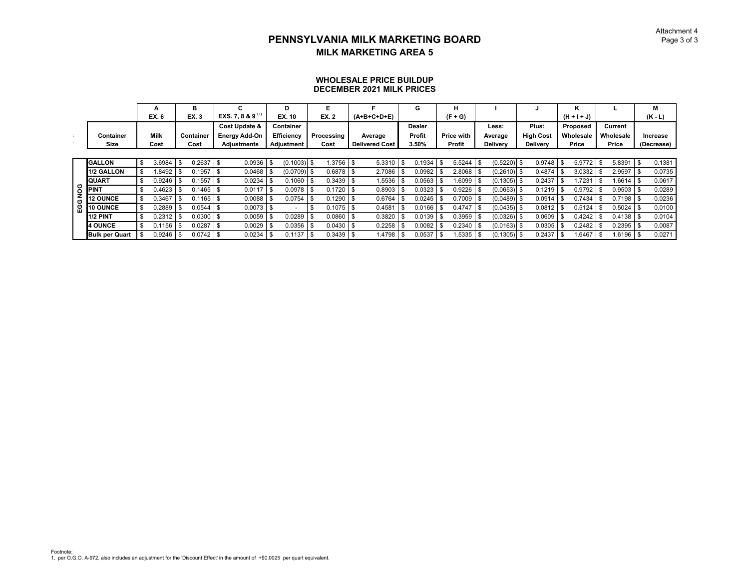# PENNSYLVANIA MILK MARKETING BOARD

## MILK MARKETING AREA 5

### WHOLESALE PRICE BUILDUP
### DECEMBER 2021 MILK PRICES

| | | A | B | C | D | E | F | G | H | I | J | K | L | M |
|---|---|---|---|---|---|---|---|---|---|---|---|---|---|---|
| | | EX. 6 | EX. 3 | EXS. 7, 8 & 9 [1] | EX. 10 | EX. 2 | (A+B+C+D+E) | | (F + G) | | | (H + I + J) | | (K - L) |
| | Container Size | Milk Cost | Container Cost | Cost Update & Energy Add-On Adjustments | Container Efficiency Adjustment | Processing Cost | Average Delivered Cost | Dealer Profit 3.50% | Price with Profit | Less: Average Delivery | Plus: High Cost Delivery | Proposed Wholesale Price | Current Wholesale Price | Increase (Decrease) |
| EGG NOG | GALLON | $ 3.6984 | $ 0.2637 | $ 0.0936 | $ (0.1003) | $ 1.3756 | $ 5.3310 | $ 0.1934 | $ 5.5244 | $ (0.5220) | $ 0.9748 | $ 5.9772 | $ 5.8391 | $ 0.1381 |
| | 1/2 GALLON | $ 1.8492 | $ 0.1957 | $ 0.0468 | $ (0.0709) | $ 0.6878 | $ 2.7086 | $ 0.0982 | $ 2.8068 | $ (0.2610) | $ 0.4874 | $ 3.0332 | $ 2.9597 | $ 0.0735 |
| | QUART | $ 0.9246 | $ 0.1557 | $ 0.0234 | $ 0.1060 | $ 0.3439 | $ 1.5536 | $ 0.0563 | $ 1.6099 | $ (0.1305) | $ 0.2437 | $ 1.7231 | $ 1.6614 | $ 0.0617 |
| | PINT | $ 0.4623 | $ 0.1465 | $ 0.0117 | $ 0.0978 | $ 0.1720 | $ 0.8903 | $ 0.0323 | $ 0.9226 | $ (0.0653) | $ 0.1219 | $ 0.9792 | $ 0.9503 | $ 0.0289 |
| | 12 OUNCE | $ 0.3467 | $ 0.1165 | $ 0.0088 | $ 0.0754 | $ 0.1290 | $ 0.6764 | $ 0.0245 | $ 0.7009 | $ (0.0489) | $ 0.0914 | $ 0.7434 | $ 0.7198 | $ 0.0236 |
| | 10 OUNCE | $ 0.2889 | $ 0.0544 | $ 0.0073 | $ - | $ 0.1075 | $ 0.4581 | $ 0.0166 | $ 0.4747 | $ (0.0435) | $ 0.0812 | $ 0.5124 | $ 0.5024 | $ 0.0100 |
| | 1/2 PINT | $ 0.2312 | $ 0.0300 | $ 0.0059 | $ 0.0289 | $ 0.0860 | $ 0.3820 | $ 0.0139 | $ 0.3959 | $ (0.0326) | $ 0.0609 | $ 0.4242 | $ 0.4138 | $ 0.0104 |
| | 4 OUNCE | $ 0.1156 | $ 0.0287 | $ 0.0029 | $ 0.0356 | $ 0.0430 | $ 0.2258 | $ 0.0082 | $ 0.2340 | $ (0.0163) | $ 0.0305 | $ 0.2482 | $ 0.2395 | $ 0.0087 |
| | Bulk per Quart | $ 0.9246 | $ 0.0742 | $ 0.0234 | $ 0.1137 | $ 0.3439 | $ 1.4798 | $ 0.0537 | $ 1.5335 | $ (0.1305) | $ 0.2437 | $ 1.6467 | $ 1.6196 | $ 0.0271 |

Footnote:
1, per O.G.O. A-972, also includes an adjustment for the 'Discount Effect' in the amount of +$0.0025 per quart equivalent.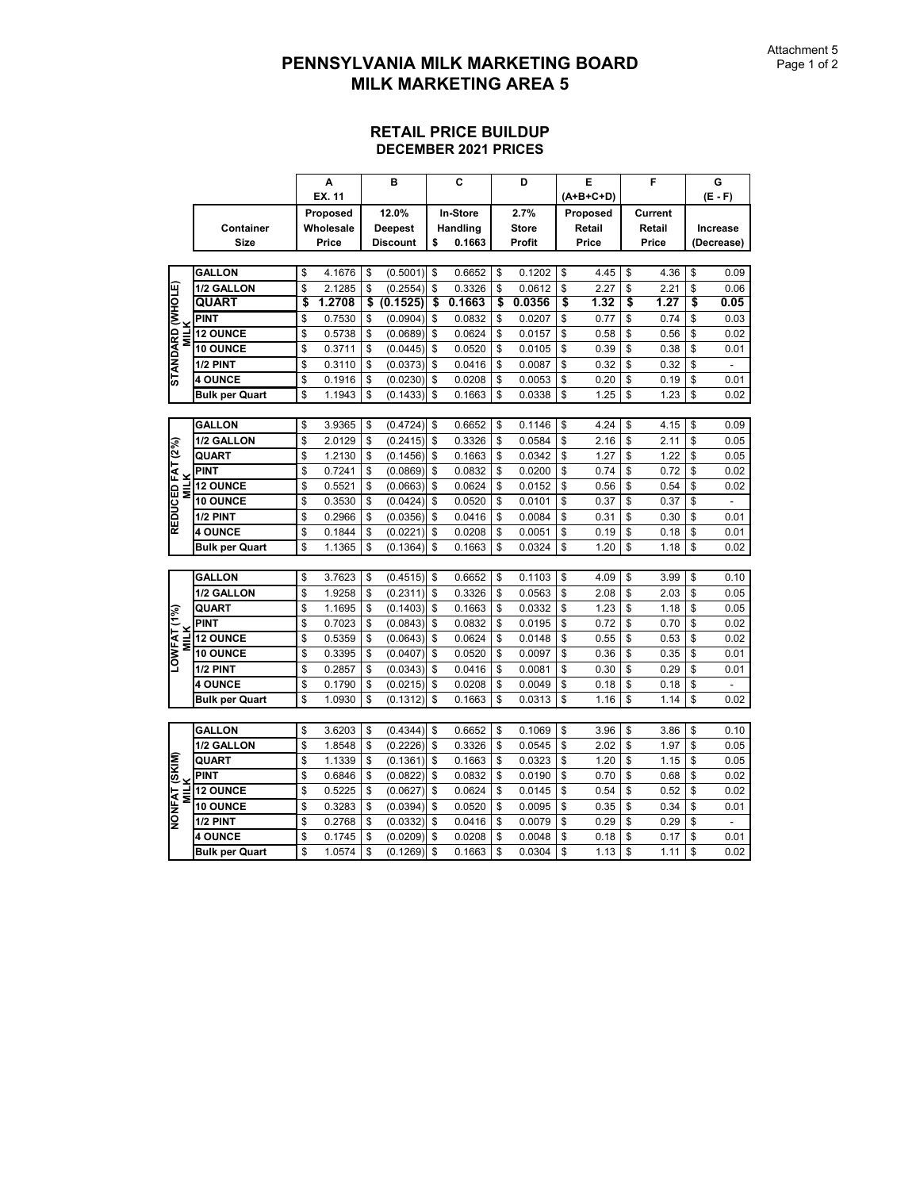# PENNSYLVANIA MILK MARKETING BOARD
# MILK MARKETING AREA 5

Attachment 5
Page 1 of 2

## RETAIL PRICE BUILDUP
### DECEMBER 2021 PRICES

| | | A | B | C | D | E | F | G |
|---|---|---|---|---|---|---|---|---|
| | | EX. 11 | | | | (A+B+C+D) | | (E - F) |
| | Container Size | Proposed Wholesale Price | 12.0% Deepest Discount | In-Store Handling $ 0.1663 | 2.7% Store Profit | Proposed Retail Price | Current Retail Price | Increase (Decrease) |
| STANDARD (WHOLE) MILK | GALLON | $ 4.1676 | $ (0.5001) | $ 0.6652 | $ 0.1202 | $ 4.45 | $ 4.36 | $ 0.09 |
| | 1/2 GALLON | $ 2.1285 | $ (0.2554) | $ 0.3326 | $ 0.0612 | $ 2.27 | $ 2.21 | $ 0.06 |
| | **QUART** | **$ 1.2708** | **$ (0.1525)** | **$ 0.1663** | **$ 0.0356** | **$ 1.32** | **$ 1.27** | **$ 0.05** |
| | PINT | $ 0.7530 | $ (0.0904) | $ 0.0832 | $ 0.0207 | $ 0.77 | $ 0.74 | $ 0.03 |
| | 12 OUNCE | $ 0.5738 | $ (0.0689) | $ 0.0624 | $ 0.0157 | $ 0.58 | $ 0.56 | $ 0.02 |
| | 10 OUNCE | $ 0.3711 | $ (0.0445) | $ 0.0520 | $ 0.0105 | $ 0.39 | $ 0.38 | $ 0.01 |
| | 1/2 PINT | $ 0.3110 | $ (0.0373) | $ 0.0416 | $ 0.0087 | $ 0.32 | $ 0.32 | $ - |
| | 4 OUNCE | $ 0.1916 | $ (0.0230) | $ 0.0208 | $ 0.0053 | $ 0.20 | $ 0.19 | $ 0.01 |
| | Bulk per Quart | $ 1.1943 | $ (0.1433) | $ 0.1663 | $ 0.0338 | $ 1.25 | $ 1.23 | $ 0.02 |
| REDUCED FAT (2%) MILK | GALLON | $ 3.9365 | $ (0.4724) | $ 0.6652 | $ 0.1146 | $ 4.24 | $ 4.15 | $ 0.09 |
| | 1/2 GALLON | $ 2.0129 | $ (0.2415) | $ 0.3326 | $ 0.0584 | $ 2.16 | $ 2.11 | $ 0.05 |
| | QUART | $ 1.2130 | $ (0.1456) | $ 0.1663 | $ 0.0342 | $ 1.27 | $ 1.22 | $ 0.05 |
| | PINT | $ 0.7241 | $ (0.0869) | $ 0.0832 | $ 0.0200 | $ 0.74 | $ 0.72 | $ 0.02 |
| | 12 OUNCE | $ 0.5521 | $ (0.0663) | $ 0.0624 | $ 0.0152 | $ 0.56 | $ 0.54 | $ 0.02 |
| | 10 OUNCE | $ 0.3530 | $ (0.0424) | $ 0.0520 | $ 0.0101 | $ 0.37 | $ 0.37 | $ - |
| | 1/2 PINT | $ 0.2966 | $ (0.0356) | $ 0.0416 | $ 0.0084 | $ 0.31 | $ 0.30 | $ 0.01 |
| | 4 OUNCE | $ 0.1844 | $ (0.0221) | $ 0.0208 | $ 0.0051 | $ 0.19 | $ 0.18 | $ 0.01 |
| | Bulk per Quart | $ 1.1365 | $ (0.1364) | $ 0.1663 | $ 0.0324 | $ 1.20 | $ 1.18 | $ 0.02 |
| LOWFAT (1%) MILK | GALLON | $ 3.7623 | $ (0.4515) | $ 0.6652 | $ 0.1103 | $ 4.09 | $ 3.99 | $ 0.10 |
| | 1/2 GALLON | $ 1.9258 | $ (0.2311) | $ 0.3326 | $ 0.0563 | $ 2.08 | $ 2.03 | $ 0.05 |
| | QUART | $ 1.1695 | $ (0.1403) | $ 0.1663 | $ 0.0332 | $ 1.23 | $ 1.18 | $ 0.05 |
| | PINT | $ 0.7023 | $ (0.0843) | $ 0.0832 | $ 0.0195 | $ 0.72 | $ 0.70 | $ 0.02 |
| | 12 OUNCE | $ 0.5359 | $ (0.0643) | $ 0.0624 | $ 0.0148 | $ 0.55 | $ 0.53 | $ 0.02 |
| | 10 OUNCE | $ 0.3395 | $ (0.0407) | $ 0.0520 | $ 0.0097 | $ 0.36 | $ 0.35 | $ 0.01 |
| | 1/2 PINT | $ 0.2857 | $ (0.0343) | $ 0.0416 | $ 0.0081 | $ 0.30 | $ 0.29 | $ 0.01 |
| | 4 OUNCE | $ 0.1790 | $ (0.0215) | $ 0.0208 | $ 0.0049 | $ 0.18 | $ 0.18 | $ - |
| | Bulk per Quart | $ 1.0930 | $ (0.1312) | $ 0.1663 | $ 0.0313 | $ 1.16 | $ 1.14 | $ 0.02 |
| NONFAT (SKIM) MILK | GALLON | $ 3.6203 | $ (0.4344) | $ 0.6652 | $ 0.1069 | $ 3.96 | $ 3.86 | $ 0.10 |
| | 1/2 GALLON | $ 1.8548 | $ (0.2226) | $ 0.3326 | $ 0.0545 | $ 2.02 | $ 1.97 | $ 0.05 |
| | QUART | $ 1.1339 | $ (0.1361) | $ 0.1663 | $ 0.0323 | $ 1.20 | $ 1.15 | $ 0.05 |
| | PINT | $ 0.6846 | $ (0.0822) | $ 0.0832 | $ 0.0190 | $ 0.70 | $ 0.68 | $ 0.02 |
| | 12 OUNCE | $ 0.5225 | $ (0.0627) | $ 0.0624 | $ 0.0145 | $ 0.54 | $ 0.52 | $ 0.02 |
| | 10 OUNCE | $ 0.3283 | $ (0.0394) | $ 0.0520 | $ 0.0095 | $ 0.35 | $ 0.34 | $ 0.01 |
| | 1/2 PINT | $ 0.2768 | $ (0.0332) | $ 0.0416 | $ 0.0079 | $ 0.29 | $ 0.29 | $ - |
| | 4 OUNCE | $ 0.1745 | $ (0.0209) | $ 0.0208 | $ 0.0048 | $ 0.18 | $ 0.17 | $ 0.01 |
| | Bulk per Quart | $ 1.0574 | $ (0.1269) | $ 0.1663 | $ 0.0304 | $ 1.13 | $ 1.11 | $ 0.02 |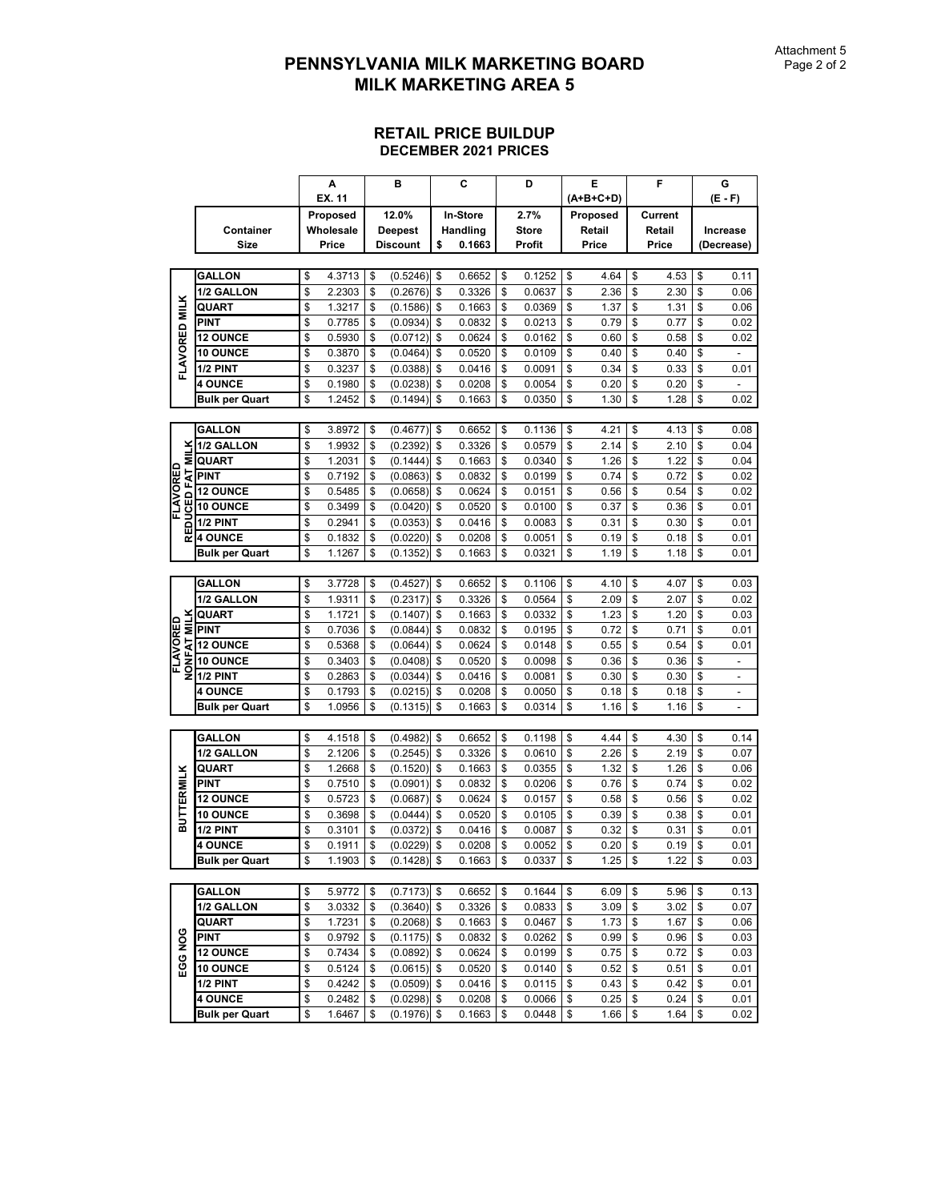Attachment 5
Page 2 of 2

# PENNSYLVANIA MILK MARKETING BOARD
# MILK MARKETING AREA 5

## RETAIL PRICE BUILDUP
## DECEMBER 2021 PRICES

| | | A | B | C | D | E | F | G |
|---|---|---|---|---|---|---|---|---|
| | | EX. 11 | | | | (A+B+C+D) | | (E - F) |
| | Container Size | Proposed Wholesale Price | 12.0% Deepest Discount | In-Store Handling $ 0.1663 | 2.7% Store Profit | Proposed Retail Price | Current Retail Price | Increase (Decrease) |
| FLAVORED MILK | GALLON | $ 4.3713 | $ (0.5246) | $ 0.6652 | $ 0.1252 | $ 4.64 | $ 4.53 | $ 0.11 |
| | 1/2 GALLON | $ 2.2303 | $ (0.2676) | $ 0.3326 | $ 0.0637 | $ 2.36 | $ 2.30 | $ 0.06 |
| | QUART | $ 1.3217 | $ (0.1586) | $ 0.1663 | $ 0.0369 | $ 1.37 | $ 1.31 | $ 0.06 |
| | PINT | $ 0.7785 | $ (0.0934) | $ 0.0832 | $ 0.0213 | $ 0.79 | $ 0.77 | $ 0.02 |
| | 12 OUNCE | $ 0.5930 | $ (0.0712) | $ 0.0624 | $ 0.0162 | $ 0.60 | $ 0.58 | $ 0.02 |
| | 10 OUNCE | $ 0.3870 | $ (0.0464) | $ 0.0520 | $ 0.0109 | $ 0.40 | $ 0.40 | $ - |
| | 1/2 PINT | $ 0.3237 | $ (0.0388) | $ 0.0416 | $ 0.0091 | $ 0.34 | $ 0.33 | $ 0.01 |
| | 4 OUNCE | $ 0.1980 | $ (0.0238) | $ 0.0208 | $ 0.0054 | $ 0.20 | $ 0.20 | $ - |
| | Bulk per Quart | $ 1.2452 | $ (0.1494) | $ 0.1663 | $ 0.0350 | $ 1.30 | $ 1.28 | $ 0.02 |
| FLAVORED REDUCED FAT MILK | GALLON | $ 3.8972 | $ (0.4677) | $ 0.6652 | $ 0.1136 | $ 4.21 | $ 4.13 | $ 0.08 |
| | 1/2 GALLON | $ 1.9932 | $ (0.2392) | $ 0.3326 | $ 0.0579 | $ 2.14 | $ 2.10 | $ 0.04 |
| | QUART | $ 1.2031 | $ (0.1444) | $ 0.1663 | $ 0.0340 | $ 1.26 | $ 1.22 | $ 0.04 |
| | PINT | $ 0.7192 | $ (0.0863) | $ 0.0832 | $ 0.0199 | $ 0.74 | $ 0.72 | $ 0.02 |
| | 12 OUNCE | $ 0.5485 | $ (0.0658) | $ 0.0624 | $ 0.0151 | $ 0.56 | $ 0.54 | $ 0.02 |
| | 10 OUNCE | $ 0.3499 | $ (0.0420) | $ 0.0520 | $ 0.0100 | $ 0.37 | $ 0.36 | $ 0.01 |
| | 1/2 PINT | $ 0.2941 | $ (0.0353) | $ 0.0416 | $ 0.0083 | $ 0.31 | $ 0.30 | $ 0.01 |
| | 4 OUNCE | $ 0.1832 | $ (0.0220) | $ 0.0208 | $ 0.0051 | $ 0.19 | $ 0.18 | $ 0.01 |
| | Bulk per Quart | $ 1.1267 | $ (0.1352) | $ 0.1663 | $ 0.0321 | $ 1.19 | $ 1.18 | $ 0.01 |
| FLAVORED NONFAT MILK | GALLON | $ 3.7728 | $ (0.4527) | $ 0.6652 | $ 0.1106 | $ 4.10 | $ 4.07 | $ 0.03 |
| | 1/2 GALLON | $ 1.9311 | $ (0.2317) | $ 0.3326 | $ 0.0564 | $ 2.09 | $ 2.07 | $ 0.02 |
| | QUART | $ 1.1721 | $ (0.1407) | $ 0.1663 | $ 0.0332 | $ 1.23 | $ 1.20 | $ 0.03 |
| | PINT | $ 0.7036 | $ (0.0844) | $ 0.0832 | $ 0.0195 | $ 0.72 | $ 0.71 | $ 0.01 |
| | 12 OUNCE | $ 0.5368 | $ (0.0644) | $ 0.0624 | $ 0.0148 | $ 0.55 | $ 0.54 | $ 0.01 |
| | 10 OUNCE | $ 0.3403 | $ (0.0408) | $ 0.0520 | $ 0.0098 | $ 0.36 | $ 0.36 | $ - |
| | 1/2 PINT | $ 0.2863 | $ (0.0344) | $ 0.0416 | $ 0.0081 | $ 0.30 | $ 0.30 | $ - |
| | 4 OUNCE | $ 0.1793 | $ (0.0215) | $ 0.0208 | $ 0.0050 | $ 0.18 | $ 0.18 | $ - |
| | Bulk per Quart | $ 1.0956 | $ (0.1315) | $ 0.1663 | $ 0.0314 | $ 1.16 | $ 1.16 | $ - |
| BUTTERMILK | GALLON | $ 4.1518 | $ (0.4982) | $ 0.6652 | $ 0.1198 | $ 4.44 | $ 4.30 | $ 0.14 |
| | 1/2 GALLON | $ 2.1206 | $ (0.2545) | $ 0.3326 | $ 0.0610 | $ 2.26 | $ 2.19 | $ 0.07 |
| | QUART | $ 1.2668 | $ (0.1520) | $ 0.1663 | $ 0.0355 | $ 1.32 | $ 1.26 | $ 0.06 |
| | PINT | $ 0.7510 | $ (0.0901) | $ 0.0832 | $ 0.0206 | $ 0.76 | $ 0.74 | $ 0.02 |
| | 12 OUNCE | $ 0.5723 | $ (0.0687) | $ 0.0624 | $ 0.0157 | $ 0.58 | $ 0.56 | $ 0.02 |
| | 10 OUNCE | $ 0.3698 | $ (0.0444) | $ 0.0520 | $ 0.0105 | $ 0.39 | $ 0.38 | $ 0.01 |
| | 1/2 PINT | $ 0.3101 | $ (0.0372) | $ 0.0416 | $ 0.0087 | $ 0.32 | $ 0.31 | $ 0.01 |
| | 4 OUNCE | $ 0.1911 | $ (0.0229) | $ 0.0208 | $ 0.0052 | $ 0.20 | $ 0.19 | $ 0.01 |
| | Bulk per Quart | $ 1.1903 | $ (0.1428) | $ 0.1663 | $ 0.0337 | $ 1.25 | $ 1.22 | $ 0.03 |
| EGG NOG | GALLON | $ 5.9772 | $ (0.7173) | $ 0.6652 | $ 0.1644 | $ 6.09 | $ 5.96 | $ 0.13 |
| | 1/2 GALLON | $ 3.0332 | $ (0.3640) | $ 0.3326 | $ 0.0833 | $ 3.09 | $ 3.02 | $ 0.07 |
| | QUART | $ 1.7231 | $ (0.2068) | $ 0.1663 | $ 0.0467 | $ 1.73 | $ 1.67 | $ 0.06 |
| | PINT | $ 0.9792 | $ (0.1175) | $ 0.0832 | $ 0.0262 | $ 0.99 | $ 0.96 | $ 0.03 |
| | 12 OUNCE | $ 0.7434 | $ (0.0892) | $ 0.0624 | $ 0.0199 | $ 0.75 | $ 0.72 | $ 0.03 |
| | 10 OUNCE | $ 0.5124 | $ (0.0615) | $ 0.0520 | $ 0.0140 | $ 0.52 | $ 0.51 | $ 0.01 |
| | 1/2 PINT | $ 0.4242 | $ (0.0509) | $ 0.0416 | $ 0.0115 | $ 0.43 | $ 0.42 | $ 0.01 |
| | 4 OUNCE | $ 0.2482 | $ (0.0298) | $ 0.0208 | $ 0.0066 | $ 0.25 | $ 0.24 | $ 0.01 |
| | Bulk per Quart | $ 1.6467 | $ (0.1976) | $ 0.1663 | $ 0.0448 | $ 1.66 | $ 1.64 | $ 0.02 |